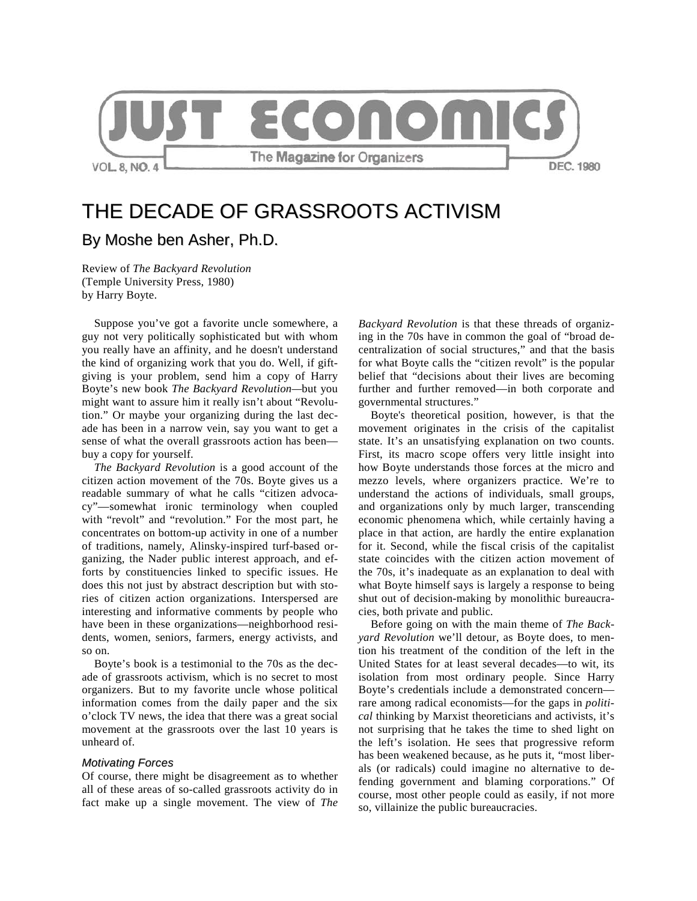# JUST ECONOMICS

The Magazine for Organizers

VOL. 8, NO. 4 — DEC. 1980

# THE DECADE OF GRASSROOTS ACTIVISM

## By Moshe ben Asher, Ph.D.

Review of *The Backyard Revolution*
(Temple University Press, 1980)
by Harry Boyte.

Suppose you've got a favorite uncle somewhere, a guy not very politically sophisticated but with whom you really have an affinity, and he doesn't understand the kind of organizing work that you do. Well, if gift-giving is your problem, send him a copy of Harry Boyte's new book *The Backyard Revolution*—but you might want to assure him it really isn't about "Revolution." Or maybe your organizing during the last decade has been in a narrow vein, say you want to get a sense of what the overall grassroots action has been—buy a copy for yourself.

*The Backyard Revolution* is a good account of the citizen action movement of the 70s. Boyte gives us a readable summary of what he calls "citizen advocacy"—somewhat ironic terminology when coupled with "revolt" and "revolution." For the most part, he concentrates on bottom-up activity in one of a number of traditions, namely, Alinsky-inspired turf-based organizing, the Nader public interest approach, and efforts by constituencies linked to specific issues. He does this not just by abstract description but with stories of citizen action organizations. Interspersed are interesting and informative comments by people who have been in these organizations—neighborhood residents, women, seniors, farmers, energy activists, and so on.

Boyte's book is a testimonial to the 70s as the decade of grassroots activism, which is no secret to most organizers. But to my favorite uncle whose political information comes from the daily paper and the six o'clock TV news, the idea that there was a great social movement at the grassroots over the last 10 years is unheard of.

### *Motivating Forces*

Of course, there might be disagreement as to whether all of these areas of so-called grassroots activity do in fact make up a single movement. The view of *The Backyard Revolution* is that these threads of organizing in the 70s have in common the goal of "broad decentralization of social structures," and that the basis for what Boyte calls the "citizen revolt" is the popular belief that "decisions about their lives are becoming further and further removed—in both corporate and governmental structures."

Boyte's theoretical position, however, is that the movement originates in the crisis of the capitalist state. It's an unsatisfying explanation on two counts. First, its macro scope offers very little insight into how Boyte understands those forces at the micro and mezzo levels, where organizers practice. We're to understand the actions of individuals, small groups, and organizations only by much larger, transcending economic phenomena which, while certainly having a place in that action, are hardly the entire explanation for it. Second, while the fiscal crisis of the capitalist state coincides with the citizen action movement of the 70s, it's inadequate as an explanation to deal with what Boyte himself says is largely a response to being shut out of decision-making by monolithic bureaucracies, both private and public.

Before going on with the main theme of *The Backyard Revolution* we'll detour, as Boyte does, to mention his treatment of the condition of the left in the United States for at least several decades—to wit, its isolation from most ordinary people. Since Harry Boyte's credentials include a demonstrated concern—rare among radical economists—for the gaps in *political* thinking by Marxist theoreticians and activists, it's not surprising that he takes the time to shed light on the left's isolation. He sees that progressive reform has been weakened because, as he puts it, "most liberals (or radicals) could imagine no alternative to defending government and blaming corporations." Of course, most other people could as easily, if not more so, villainize the public bureaucracies.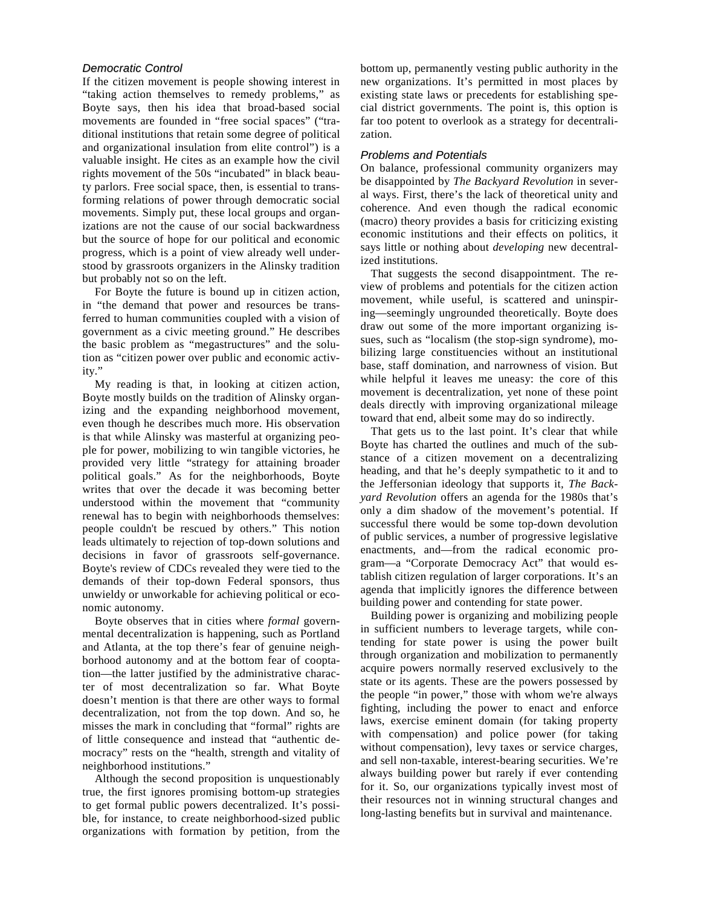### *Democratic Control*

If the citizen movement is people showing interest in "taking action themselves to remedy problems," as Boyte says, then his idea that broad-based social movements are founded in "free social spaces" ("traditional institutions that retain some degree of political and organizational insulation from elite control") is a valuable insight. He cites as an example how the civil rights movement of the 50s "incubated" in black beauty parlors. Free social space, then, is essential to transforming relations of power through democratic social movements. Simply put, these local groups and organizations are not the cause of our social backwardness but the source of hope for our political and economic progress, which is a point of view already well understood by grassroots organizers in the Alinsky tradition but probably not so on the left.

For Boyte the future is bound up in citizen action, in "the demand that power and resources be transferred to human communities coupled with a vision of government as a civic meeting ground." He describes the basic problem as "megastructures" and the solution as "citizen power over public and economic activity."

My reading is that, in looking at citizen action, Boyte mostly builds on the tradition of Alinsky organizing and the expanding neighborhood movement, even though he describes much more. His observation is that while Alinsky was masterful at organizing people for power, mobilizing to win tangible victories, he provided very little "strategy for attaining broader political goals." As for the neighborhoods, Boyte writes that over the decade it was becoming better understood within the movement that "community renewal has to begin with neighborhoods themselves: people couldn't be rescued by others." This notion leads ultimately to rejection of top-down solutions and decisions in favor of grassroots self-governance. Boyte's review of CDCs revealed they were tied to the demands of their top-down Federal sponsors, thus unwieldy or unworkable for achieving political or economic autonomy.

Boyte observes that in cities where *formal* governmental decentralization is happening, such as Portland and Atlanta, at the top there's fear of genuine neighborhood autonomy and at the bottom fear of cooptation—the latter justified by the administrative character of most decentralization so far. What Boyte doesn't mention is that there are other ways to formal decentralization, not from the top down. And so, he misses the mark in concluding that "formal" rights are of little consequence and instead that "authentic democracy" rests on the "health, strength and vitality of neighborhood institutions."

Although the second proposition is unquestionably true, the first ignores promising bottom-up strategies to get formal public powers decentralized. It's possible, for instance, to create neighborhood-sized public organizations with formation by petition, from the bottom up, permanently vesting public authority in the new organizations. It's permitted in most places by existing state laws or precedents for establishing special district governments. The point is, this option is far too potent to overlook as a strategy for decentralization.

### *Problems and Potentials*

On balance, professional community organizers may be disappointed by *The Backyard Revolution* in several ways. First, there's the lack of theoretical unity and coherence. And even though the radical economic (macro) theory provides a basis for criticizing existing economic institutions and their effects on politics, it says little or nothing about *developing* new decentralized institutions.

That suggests the second disappointment. The review of problems and potentials for the citizen action movement, while useful, is scattered and uninspiring—seemingly ungrounded theoretically. Boyte does draw out some of the more important organizing issues, such as "localism (the stop-sign syndrome), mobilizing large constituencies without an institutional base, staff domination, and narrowness of vision. But while helpful it leaves me uneasy: the core of this movement is decentralization, yet none of these point deals directly with improving organizational mileage toward that end, albeit some may do so indirectly.

That gets us to the last point. It's clear that while Boyte has charted the outlines and much of the substance of a citizen movement on a decentralizing heading, and that he's deeply sympathetic to it and to the Jeffersonian ideology that supports it, *The Backyard Revolution* offers an agenda for the 1980s that's only a dim shadow of the movement's potential. If successful there would be some top-down devolution of public services, a number of progressive legislative enactments, and—from the radical economic program—a "Corporate Democracy Act" that would establish citizen regulation of larger corporations. It's an agenda that implicitly ignores the difference between building power and contending for state power.

Building power is organizing and mobilizing people in sufficient numbers to leverage targets, while contending for state power is using the power built through organization and mobilization to permanently acquire powers normally reserved exclusively to the state or its agents. These are the powers possessed by the people "in power," those with whom we're always fighting, including the power to enact and enforce laws, exercise eminent domain (for taking property with compensation) and police power (for taking without compensation), levy taxes or service charges, and sell non-taxable, interest-bearing securities. We're always building power but rarely if ever contending for it. So, our organizations typically invest most of their resources not in winning structural changes and long-lasting benefits but in survival and maintenance.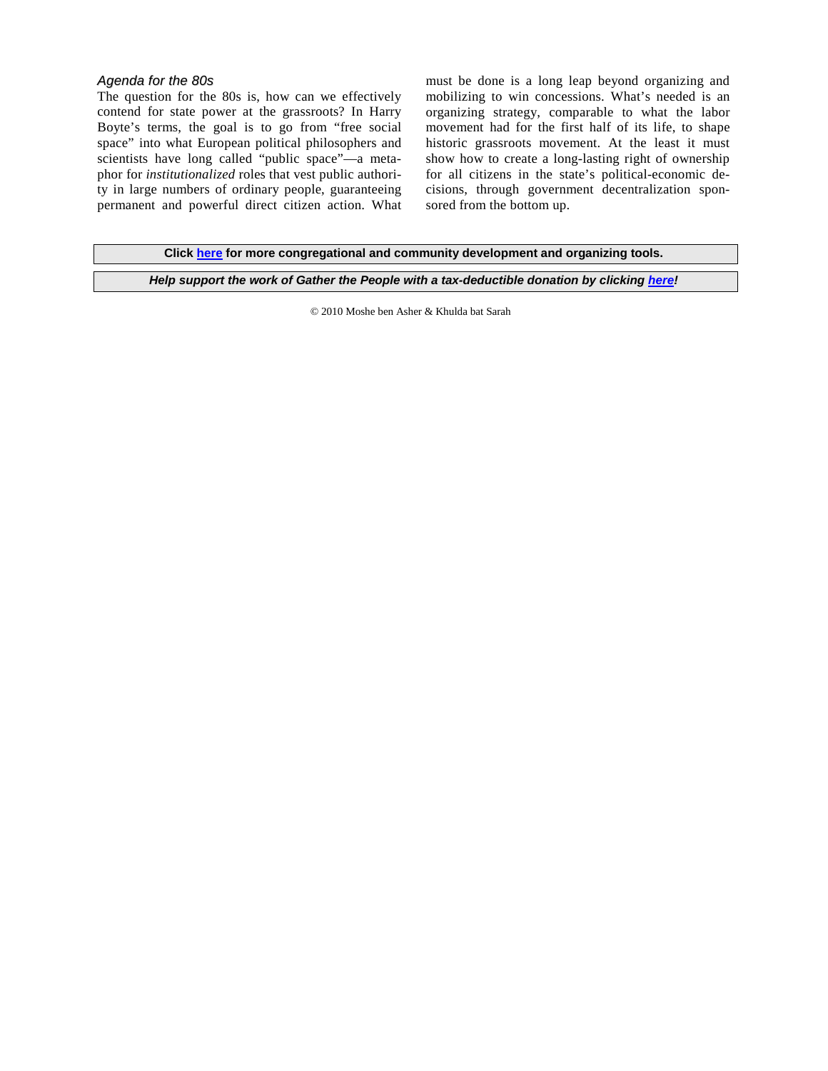### *Agenda for the 80s*

The question for the 80s is, how can we effectively contend for state power at the grassroots? In Harry Boyte's terms, the goal is to go from "free social space" into what European political philosophers and scientists have long called "public space"—a metaphor for *institutionalized* roles that vest public authority in large numbers of ordinary people, guaranteeing permanent and powerful direct citizen action. What must be done is a long leap beyond organizing and mobilizing to win concessions. What's needed is an organizing strategy, comparable to what the labor movement had for the first half of its life, to shape historic grassroots movement. At the least it must show how to create a long-lasting right of ownership for all citizens in the state's political-economic decisions, through government decentralization sponsored from the bottom up.

**Click here for more congregational and community development and organizing tools.**

***Help support the work of Gather the People with a tax-deductible donation by clicking here!***

© 2010 Moshe ben Asher & Khulda bat Sarah